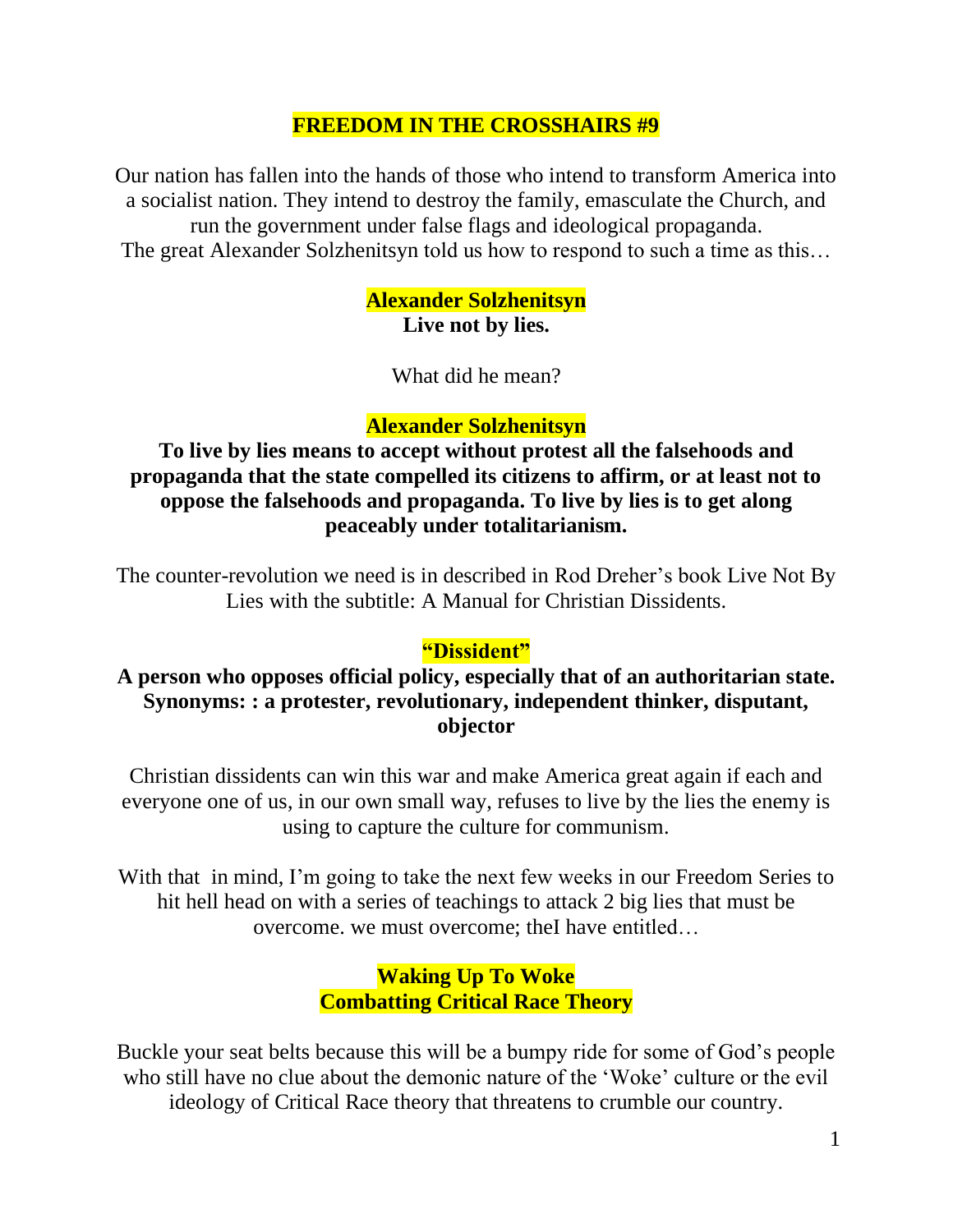# FREEDOM IN THE CROSSHAIRS #9

Our nation has fallen into the hands of those who intend to transform America into a socialist nation. They intend to destroy the family, emasculate the Church, and run the government under false flags and ideological propaganda.
The great Alexander Solzhenitsyn told us how to respond to such a time as this…

**Alexander Solzhenitsyn**
**Live not by lies.**

What did he mean?

**Alexander Solzhenitsyn**
**To live by lies means to accept without protest all the falsehoods and propaganda that the state compelled its citizens to affirm, or at least not to oppose the falsehoods and propaganda. To live by lies is to get along peaceably under totalitarianism.**

The counter-revolution we need is in described in Rod Dreher's book Live Not By Lies with the subtitle: A Manual for Christian Dissidents.

**"Dissident"**
**A person who opposes official policy, especially that of an authoritarian state. Synonyms: : a protester, revolutionary, independent thinker, disputant, objector**

Christian dissidents can win this war and make America great again if each and everyone one of us, in our own small way, refuses to live by the lies the enemy is using to capture the culture for communism.

With that in mind, I'm going to take the next few weeks in our Freedom Series to hit hell head on with a series of teachings to attack 2 big lies that must be overcome. we must overcome; theI have entitled…

**Waking Up To Woke**
**Combatting Critical Race Theory**

Buckle your seat belts because this will be a bumpy ride for some of God's people who still have no clue about the demonic nature of the 'Woke' culture or the evil ideology of Critical Race theory that threatens to crumble our country.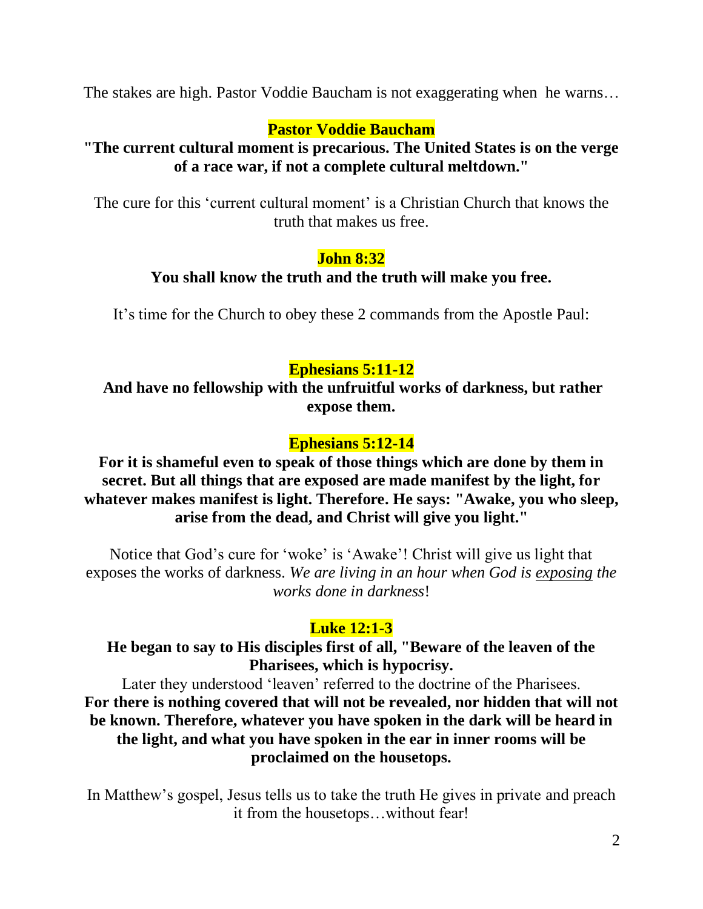The stakes are high. Pastor Voddie Baucham is not exaggerating when he warns…

**Pastor Voddie Baucham**

**"The current cultural moment is precarious. The United States is on the verge of a race war, if not a complete cultural meltdown."**

The cure for this 'current cultural moment' is a Christian Church that knows the truth that makes us free.

**John 8:32**

**You shall know the truth and the truth will make you free.**

It's time for the Church to obey these 2 commands from the Apostle Paul:

**Ephesians 5:11-12**

**And have no fellowship with the unfruitful works of darkness, but rather expose them.**

**Ephesians 5:12-14**

**For it is shameful even to speak of those things which are done by them in secret. But all things that are exposed are made manifest by the light, for whatever makes manifest is light. Therefore. He says: "Awake, you who sleep, arise from the dead, and Christ will give you light."**

Notice that God's cure for 'woke' is 'Awake'! Christ will give us light that exposes the works of darkness. *We are living in an hour when God is* <u>*exposing*</u> *the works done in darkness*!

**Luke 12:1-3**

**He began to say to His disciples first of all, "Beware of the leaven of the Pharisees, which is hypocrisy.**

Later they understood 'leaven' referred to the doctrine of the Pharisees.

**For there is nothing covered that will not be revealed, nor hidden that will not be known. Therefore, whatever you have spoken in the dark will be heard in the light, and what you have spoken in the ear in inner rooms will be proclaimed on the housetops.**

In Matthew's gospel, Jesus tells us to take the truth He gives in private and preach it from the housetops…without fear!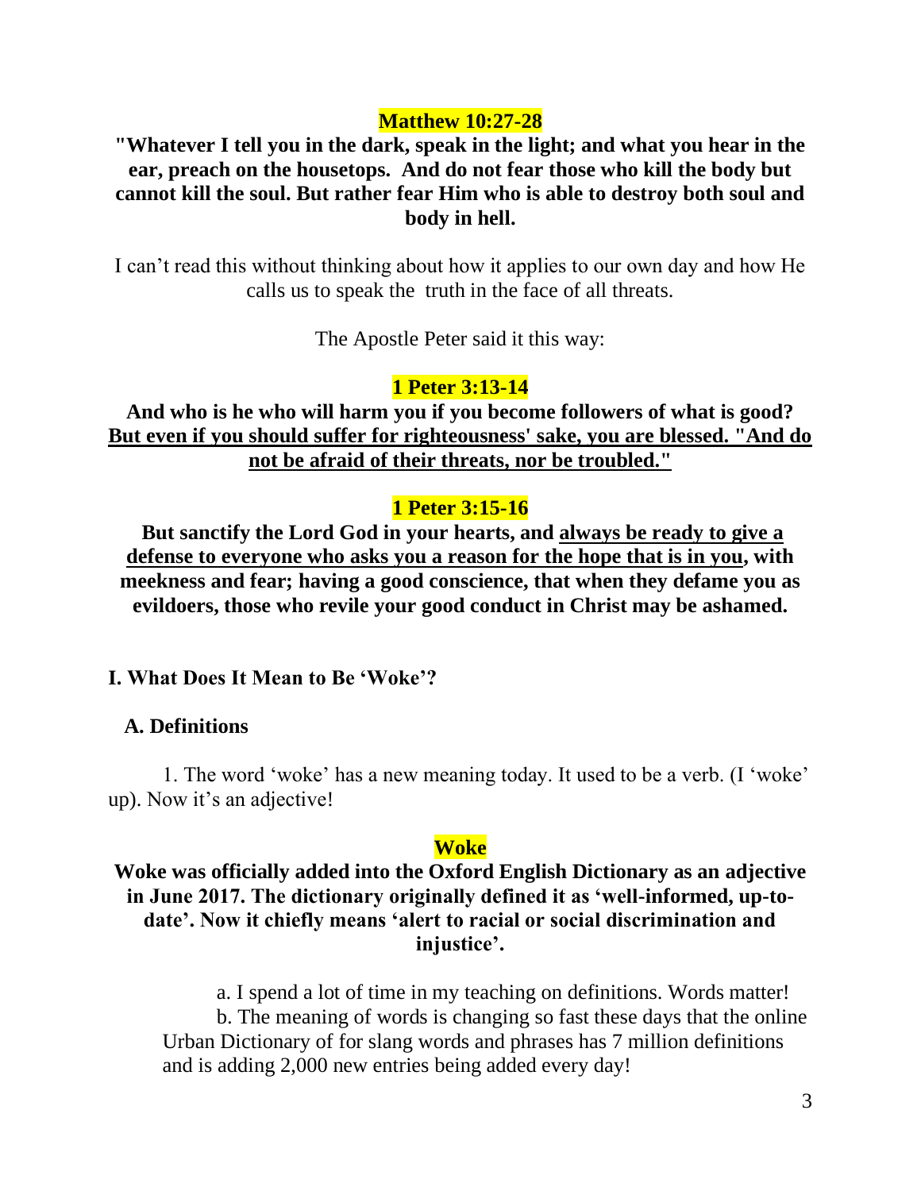**Matthew 10:27-28**

**"Whatever I tell you in the dark, speak in the light; and what you hear in the ear, preach on the housetops. And do not fear those who kill the body but cannot kill the soul. But rather fear Him who is able to destroy both soul and body in hell.**

I can't read this without thinking about how it applies to our own day and how He calls us to speak the truth in the face of all threats.

The Apostle Peter said it this way:

**1 Peter 3:13-14**

**And who is he who will harm you if you become followers of what is good? <u>But even if you should suffer for righteousness' sake, you are blessed. "And do not be afraid of their threats, nor be troubled."</u>**

**1 Peter 3:15-16**

**But sanctify the Lord God in your hearts, and <u>always be ready to give a defense to everyone who asks you a reason for the hope that is in you</u>, with meekness and fear; having a good conscience, that when they defame you as evildoers, those who revile your good conduct in Christ may be ashamed.**

### I. What Does It Mean to Be 'Woke'?

#### A. Definitions

1. The word 'woke' has a new meaning today. It used to be a verb. (I 'woke' up). Now it's an adjective!

**Woke**

**Woke was officially added into the Oxford English Dictionary as an adjective in June 2017. The dictionary originally defined it as 'well-informed, up-to-date'. Now it chiefly means 'alert to racial or social discrimination and injustice'.**

a. I spend a lot of time in my teaching on definitions. Words matter!

b. The meaning of words is changing so fast these days that the online Urban Dictionary of for slang words and phrases has 7 million definitions and is adding 2,000 new entries being added every day!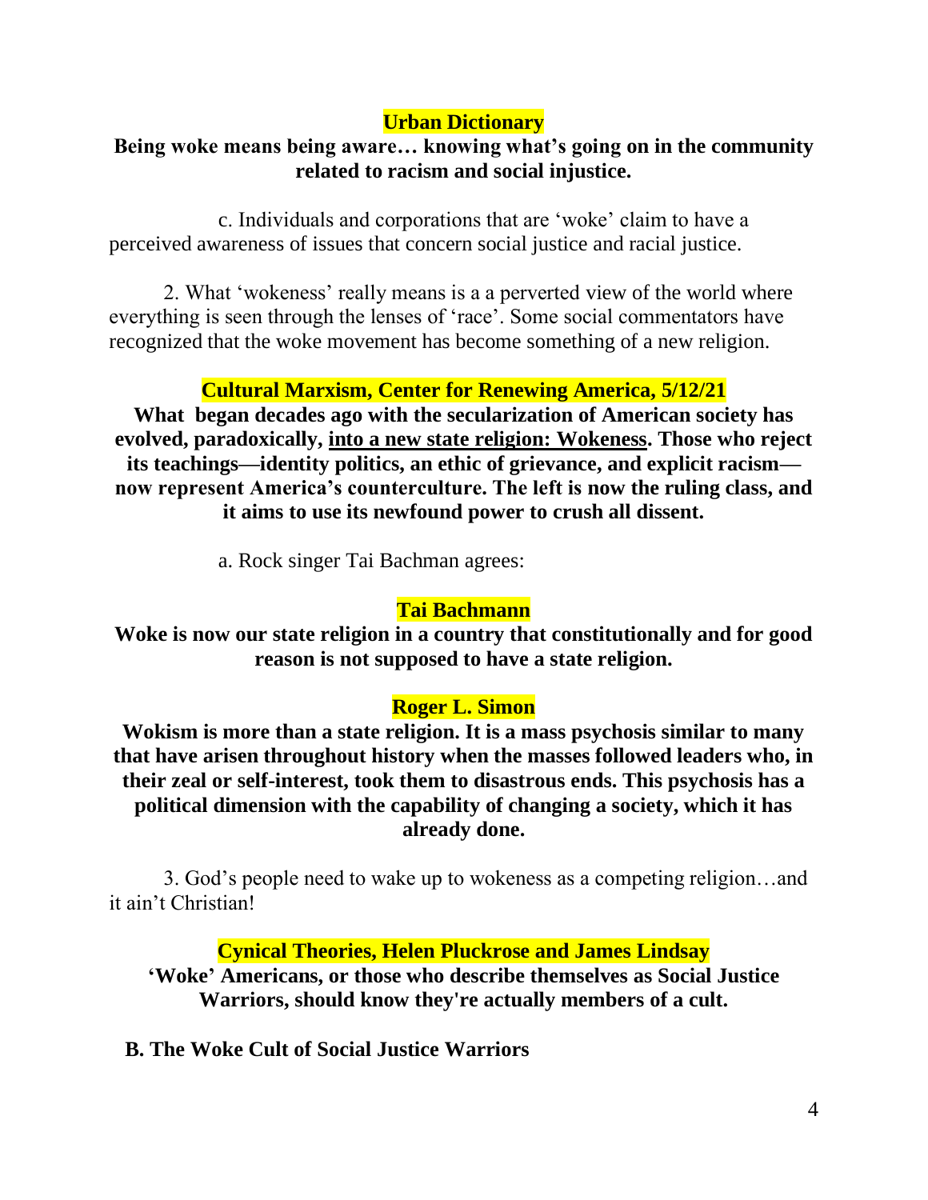**Urban Dictionary**

**Being woke means being aware… knowing what's going on in the community related to racism and social injustice.**

c. Individuals and corporations that are 'woke' claim to have a perceived awareness of issues that concern social justice and racial justice.

2. What 'wokeness' really means is a a perverted view of the world where everything is seen through the lenses of 'race'. Some social commentators have recognized that the woke movement has become something of a new religion.

**Cultural Marxism, Center for Renewing America, 5/12/21**

**What began decades ago with the secularization of American society has evolved, paradoxically, <u>into a new state religion: Wokeness</u>. Those who reject its teachings—identity politics, an ethic of grievance, and explicit racism—now represent America's counterculture. The left is now the ruling class, and it aims to use its newfound power to crush all dissent.**

a. Rock singer Tai Bachman agrees:

**Tai Bachmann**

**Woke is now our state religion in a country that constitutionally and for good reason is not supposed to have a state religion.**

**Roger L. Simon**

**Wokism is more than a state religion. It is a mass psychosis similar to many that have arisen throughout history when the masses followed leaders who, in their zeal or self-interest, took them to disastrous ends. This psychosis has a political dimension with the capability of changing a society, which it has already done.**

3. God's people need to wake up to wokeness as a competing religion…and it ain't Christian!

**Cynical Theories, Helen Pluckrose and James Lindsay**

**'Woke' Americans, or those who describe themselves as Social Justice Warriors, should know they're actually members of a cult.**

**B. The Woke Cult of Social Justice Warriors**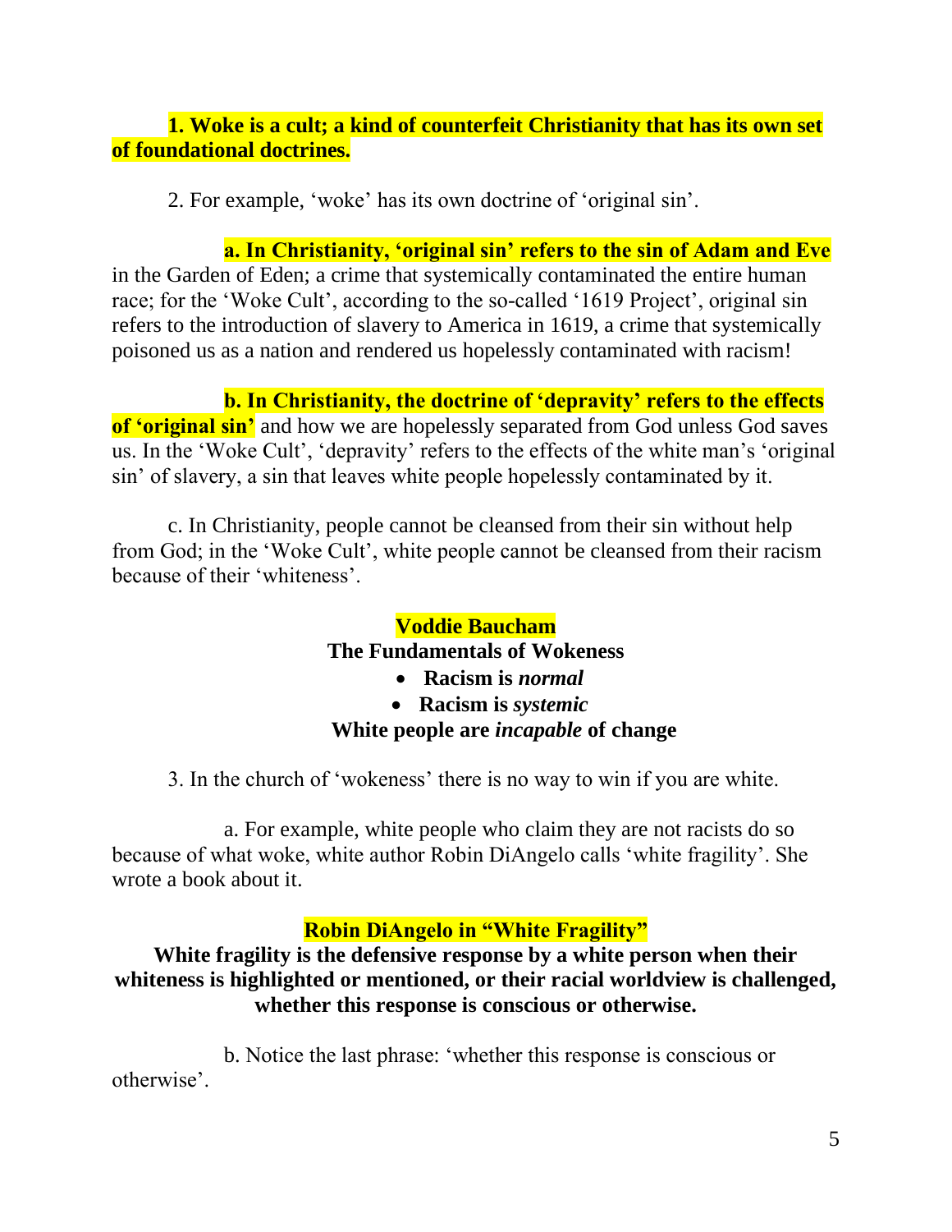**1. Woke is a cult; a kind of counterfeit Christianity that has its own set of foundational doctrines.**

2. For example, 'woke' has its own doctrine of 'original sin'.

**a. In Christianity, 'original sin' refers to the sin of Adam and Eve** in the Garden of Eden; a crime that systemically contaminated the entire human race; for the 'Woke Cult', according to the so-called '1619 Project', original sin refers to the introduction of slavery to America in 1619, a crime that systemically poisoned us as a nation and rendered us hopelessly contaminated with racism!

**b. In Christianity, the doctrine of 'depravity' refers to the effects of 'original sin'** and how we are hopelessly separated from God unless God saves us. In the 'Woke Cult', 'depravity' refers to the effects of the white man's 'original sin' of slavery, a sin that leaves white people hopelessly contaminated by it.

c. In Christianity, people cannot be cleansed from their sin without help from God; in the 'Woke Cult', white people cannot be cleansed from their racism because of their 'whiteness'.

**Voddie Baucham**
**The Fundamentals of Wokeness**

- **Racism is *normal***
- **Racism is *systemic***

**White people are *incapable* of change**

3. In the church of 'wokeness' there is no way to win if you are white.

a. For example, white people who claim they are not racists do so because of what woke, white author Robin DiAngelo calls 'white fragility'. She wrote a book about it.

**Robin DiAngelo in "White Fragility"**
**White fragility is the defensive response by a white person when their whiteness is highlighted or mentioned, or their racial worldview is challenged, whether this response is conscious or otherwise.**

b. Notice the last phrase: 'whether this response is conscious or otherwise'.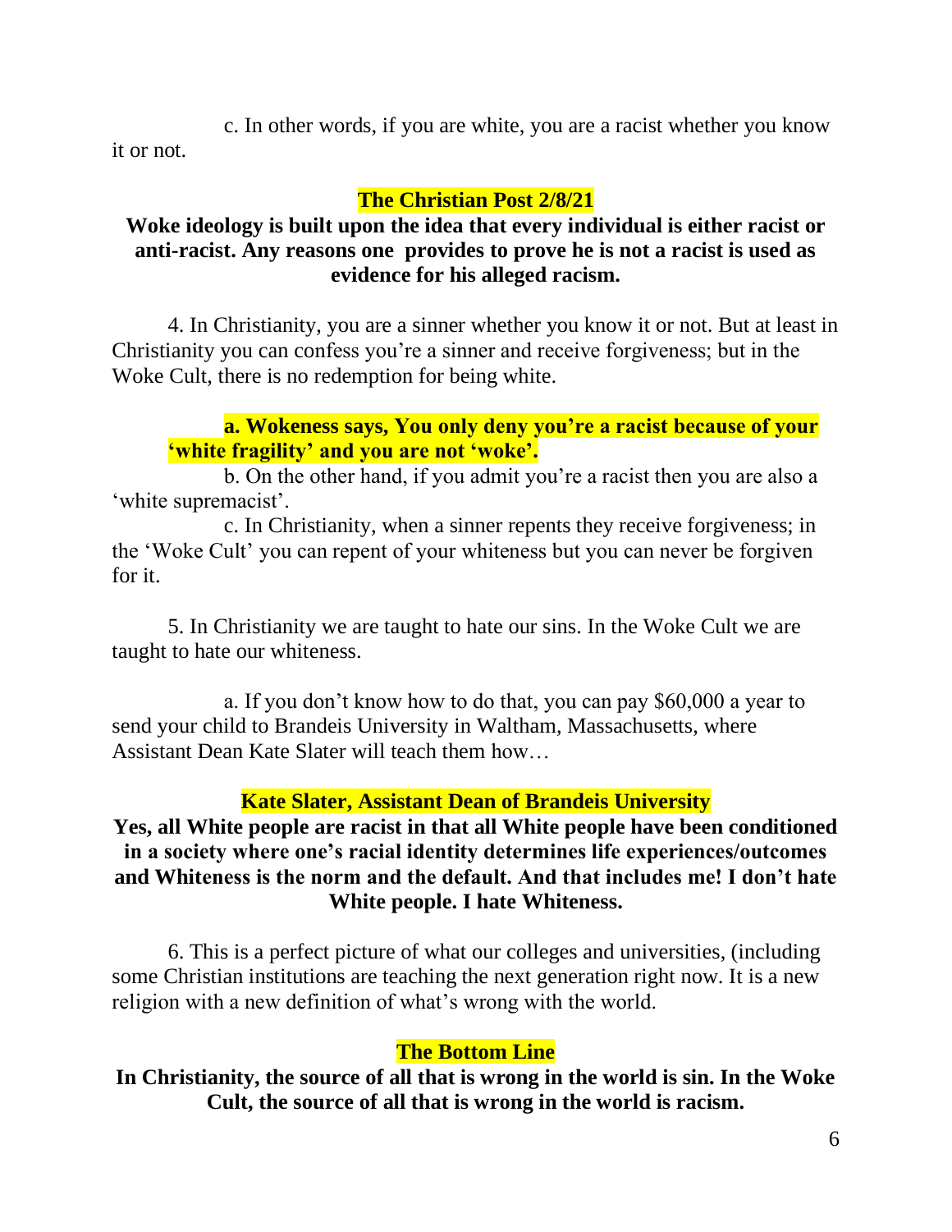c. In other words, if you are white, you are a racist whether you know it or not.

**The Christian Post 2/8/21**

**Woke ideology is built upon the idea that every individual is either racist or anti-racist. Any reasons one provides to prove he is not a racist is used as evidence for his alleged racism.**

4. In Christianity, you are a sinner whether you know it or not. But at least in Christianity you can confess you're a sinner and receive forgiveness; but in the Woke Cult, there is no redemption for being white.

**a. Wokeness says, You only deny you're a racist because of your 'white fragility' and you are not 'woke'.**

b. On the other hand, if you admit you're a racist then you are also a 'white supremacist'.

c. In Christianity, when a sinner repents they receive forgiveness; in the 'Woke Cult' you can repent of your whiteness but you can never be forgiven for it.

5. In Christianity we are taught to hate our sins. In the Woke Cult we are taught to hate our whiteness.

a. If you don't know how to do that, you can pay $60,000 a year to send your child to Brandeis University in Waltham, Massachusetts, where Assistant Dean Kate Slater will teach them how…

**Kate Slater, Assistant Dean of Brandeis University**

**Yes, all White people are racist in that all White people have been conditioned in a society where one's racial identity determines life experiences/outcomes and Whiteness is the norm and the default. And that includes me! I don't hate White people. I hate Whiteness.**

6. This is a perfect picture of what our colleges and universities, (including some Christian institutions are teaching the next generation right now. It is a new religion with a new definition of what's wrong with the world.

**The Bottom Line**

**In Christianity, the source of all that is wrong in the world is sin. In the Woke Cult, the source of all that is wrong in the world is racism.**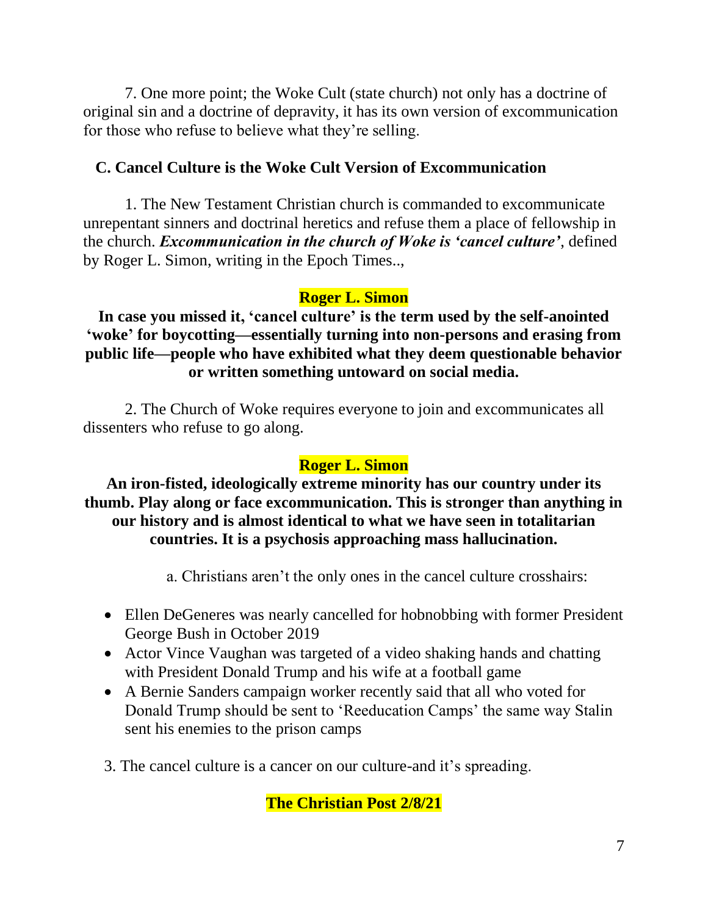7. One more point; the Woke Cult (state church) not only has a doctrine of original sin and a doctrine of depravity, it has its own version of excommunication for those who refuse to believe what they're selling.

### C. Cancel Culture is the Woke Cult Version of Excommunication

1. The New Testament Christian church is commanded to excommunicate unrepentant sinners and doctrinal heretics and refuse them a place of fellowship in the church. ***Excommunication in the church of Woke is 'cancel culture'***, defined by Roger L. Simon, writing in the Epoch Times..,

**Roger L. Simon**

**In case you missed it, 'cancel culture' is the term used by the self-anointed 'woke' for boycotting—essentially turning into non-persons and erasing from public life—people who have exhibited what they deem questionable behavior or written something untoward on social media.**

2. The Church of Woke requires everyone to join and excommunicates all dissenters who refuse to go along.

**Roger L. Simon**

**An iron-fisted, ideologically extreme minority has our country under its thumb. Play along or face excommunication. This is stronger than anything in our history and is almost identical to what we have seen in totalitarian countries. It is a psychosis approaching mass hallucination.**

a. Christians aren't the only ones in the cancel culture crosshairs:

- Ellen DeGeneres was nearly cancelled for hobnobbing with former President George Bush in October 2019
- Actor Vince Vaughan was targeted of a video shaking hands and chatting with President Donald Trump and his wife at a football game
- A Bernie Sanders campaign worker recently said that all who voted for Donald Trump should be sent to 'Reeducation Camps' the same way Stalin sent his enemies to the prison camps

3. The cancel culture is a cancer on our culture-and it's spreading.

**The Christian Post 2/8/21**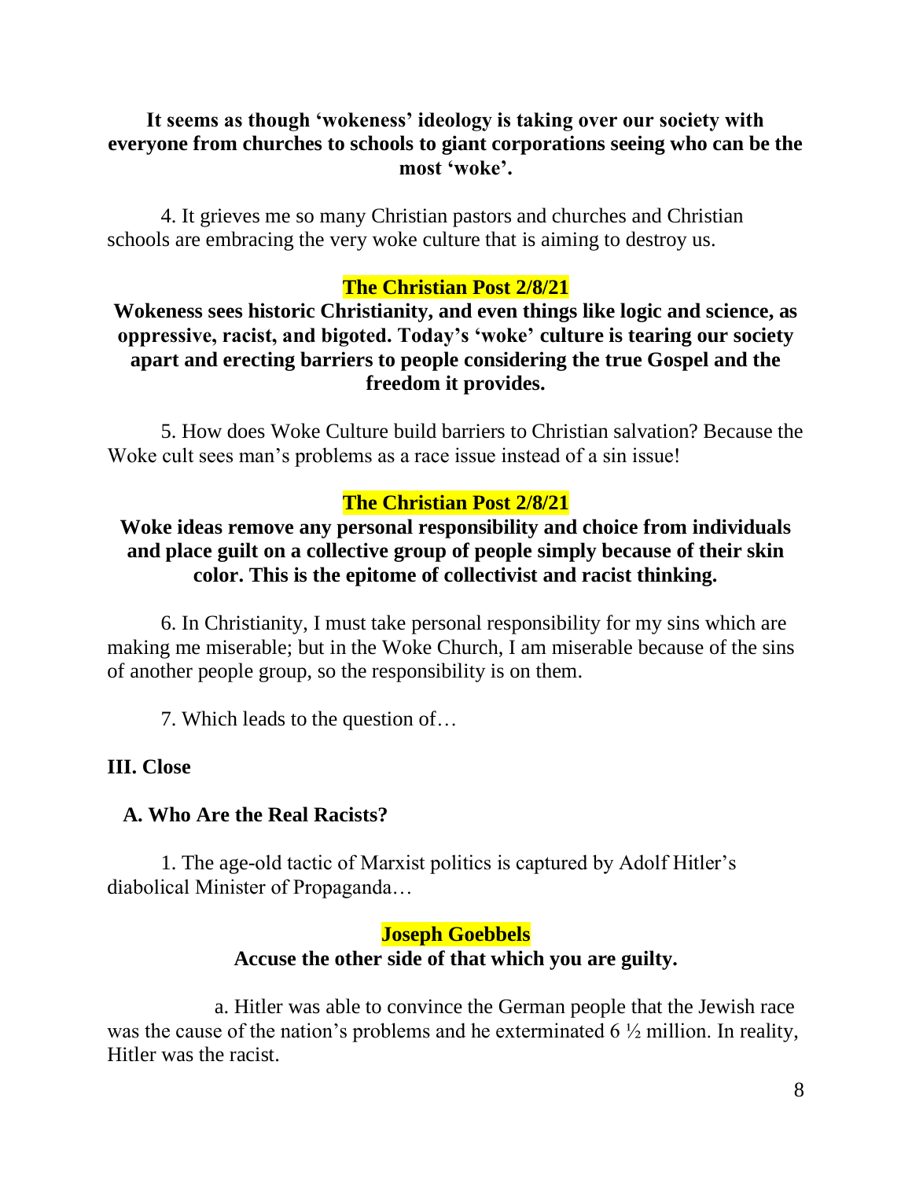**It seems as though 'wokeness' ideology is taking over our society with everyone from churches to schools to giant corporations seeing who can be the most 'woke'.**

4. It grieves me so many Christian pastors and churches and Christian schools are embracing the very woke culture that is aiming to destroy us.

**The Christian Post 2/8/21**

**Wokeness sees historic Christianity, and even things like logic and science, as oppressive, racist, and bigoted. Today's 'woke' culture is tearing our society apart and erecting barriers to people considering the true Gospel and the freedom it provides.**

5. How does Woke Culture build barriers to Christian salvation? Because the Woke cult sees man's problems as a race issue instead of a sin issue!

**The Christian Post 2/8/21**

**Woke ideas remove any personal responsibility and choice from individuals and place guilt on a collective group of people simply because of their skin color. This is the epitome of collectivist and racist thinking.**

6. In Christianity, I must take personal responsibility for my sins which are making me miserable; but in the Woke Church, I am miserable because of the sins of another people group, so the responsibility is on them.

7. Which leads to the question of…

## III. Close

### A. Who Are the Real Racists?

1. The age-old tactic of Marxist politics is captured by Adolf Hitler's diabolical Minister of Propaganda…

**Joseph Goebbels**

**Accuse the other side of that which you are guilty.**

a. Hitler was able to convince the German people that the Jewish race was the cause of the nation's problems and he exterminated 6 ½ million. In reality, Hitler was the racist.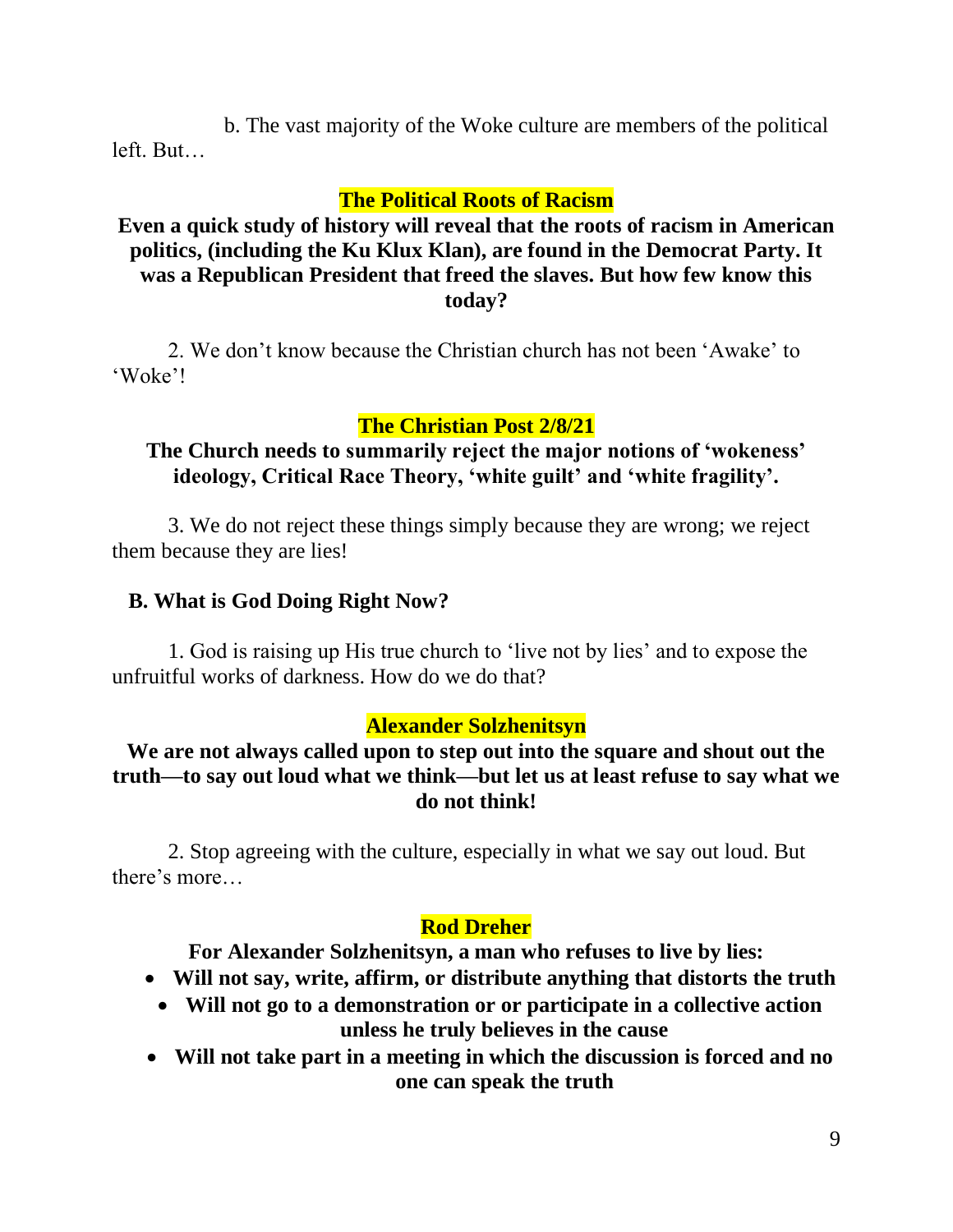b. The vast majority of the Woke culture are members of the political left. But…

**The Political Roots of Racism**

**Even a quick study of history will reveal that the roots of racism in American politics, (including the Ku Klux Klan), are found in the Democrat Party. It was a Republican President that freed the slaves. But how few know this today?**

2. We don't know because the Christian church has not been 'Awake' to 'Woke'!

**The Christian Post 2/8/21**

**The Church needs to summarily reject the major notions of 'wokeness' ideology, Critical Race Theory, 'white guilt' and 'white fragility'.**

3. We do not reject these things simply because they are wrong; we reject them because they are lies!

**B. What is God Doing Right Now?**

1. God is raising up His true church to 'live not by lies' and to expose the unfruitful works of darkness. How do we do that?

**Alexander Solzhenitsyn**

**We are not always called upon to step out into the square and shout out the truth—to say out loud what we think—but let us at least refuse to say what we do not think!**

2. Stop agreeing with the culture, especially in what we say out loud. But there's more…

**Rod Dreher**

**For Alexander Solzhenitsyn, a man who refuses to live by lies:**

- **Will not say, write, affirm, or distribute anything that distorts the truth**
- **Will not go to a demonstration or or participate in a collective action unless he truly believes in the cause**
- **Will not take part in a meeting in which the discussion is forced and no one can speak the truth**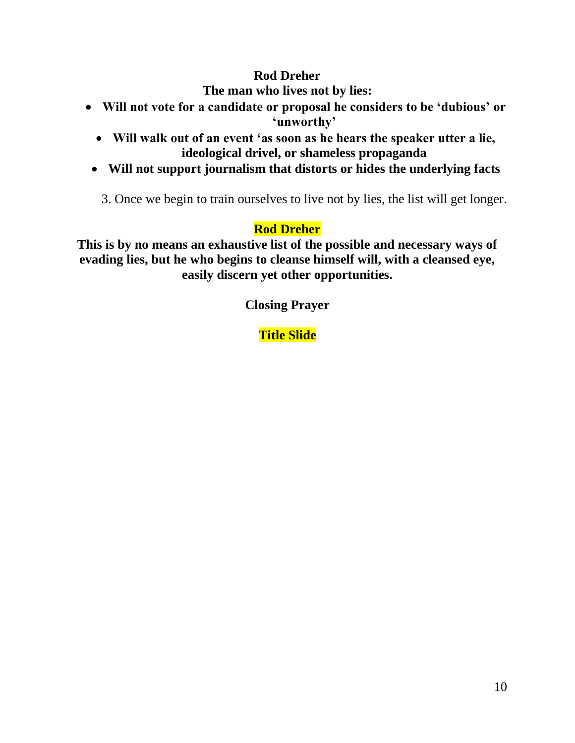**Rod Dreher**

**The man who lives not by lies:**

- **Will not vote for a candidate or proposal he considers to be 'dubious' or 'unworthy'**
- **Will walk out of an event 'as soon as he hears the speaker utter a lie, ideological drivel, or shameless propaganda**
- **Will not support journalism that distorts or hides the underlying facts**

3. Once we begin to train ourselves to live not by lies, the list will get longer.

**Rod Dreher**

**This is by no means an exhaustive list of the possible and necessary ways of evading lies, but he who begins to cleanse himself will, with a cleansed eye, easily discern yet other opportunities.**

**Closing Prayer**

**Title Slide**